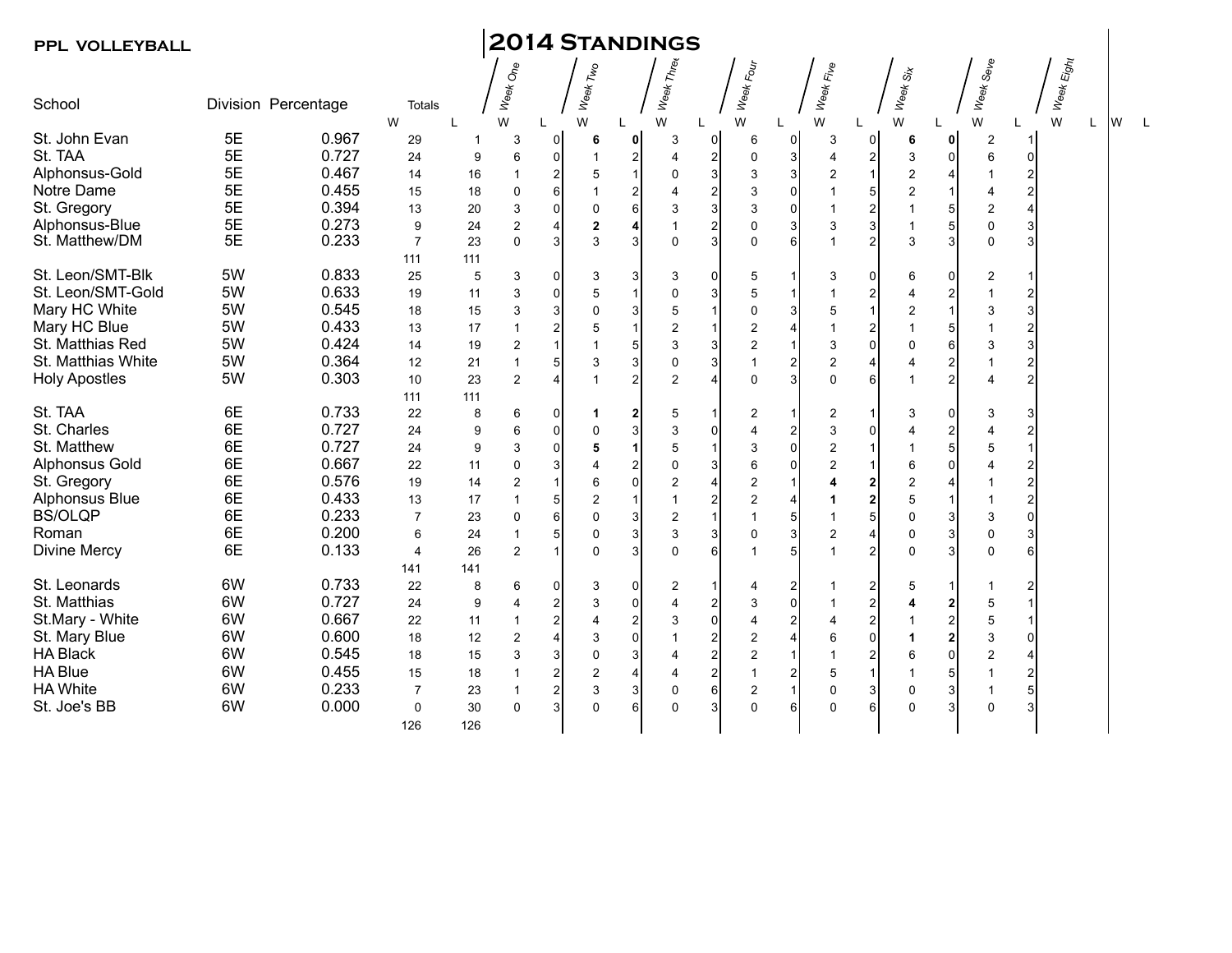**PPL VOLLEYBALL**

# 2014 Standings

| School | Division | Percentage | Totals W | Totals L | Week One W | Week One L | Week Two W | Week Two L | Week Three W | Week Three L | Week Four W | Week Four L | Week Five W | Week Five L | Week Six W | Week Six L | Week Seve W | Week Seve L | Week Eight W | Week Eight L | W | L |
|---|---|---|---|---|---|---|---|---|---|---|---|---|---|---|---|---|---|---|---|---|---|---|
| St. John Evan | 5E | 0.967 | 29 | 1 | 3 | 0 | **6** | **0** | 3 | 0 | 6 | 0 | 3 | 0 | **6** | **0** | 2 | 1 | | | | |
| St. TAA | 5E | 0.727 | 24 | 9 | 6 | 0 | 1 | 2 | 4 | 2 | 0 | 3 | 4 | 2 | 3 | 0 | 6 | 0 | | | | |
| Alphonsus-Gold | 5E | 0.467 | 14 | 16 | 1 | 2 | 5 | 1 | 0 | 3 | 3 | 3 | 2 | 1 | 2 | 4 | 1 | 2 | | | | |
| Notre Dame | 5E | 0.455 | 15 | 18 | 0 | 6 | 1 | 2 | 4 | 2 | 3 | 0 | 1 | 5 | 2 | 1 | 4 | 2 | | | | |
| St. Gregory | 5E | 0.394 | 13 | 20 | 3 | 0 | 0 | 6 | 3 | 3 | 3 | 0 | 1 | 2 | 1 | 5 | 2 | 4 | | | | |
| Alphonsus-Blue | 5E | 0.273 | 9 | 24 | 2 | 4 | **2** | **4** | 1 | 2 | 0 | 3 | 3 | 3 | 1 | 5 | 0 | 3 | | | | |
| St. Matthew/DM | 5E | 0.233 | 7 | 23 | 0 | 3 | 3 | 3 | 0 | 3 | 0 | 6 | 1 | 2 | 3 | 3 | 0 | 3 | | | | |
| | | | 111 | 111 | | | | | | | | | | | | | | | | | | |
| St. Leon/SMT-Blk | 5W | 0.833 | 25 | 5 | 3 | 0 | 3 | 3 | 3 | 0 | 5 | 1 | 3 | 0 | 6 | 0 | 2 | 1 | | | | |
| St. Leon/SMT-Gold | 5W | 0.633 | 19 | 11 | 3 | 0 | 5 | 1 | 0 | 3 | 5 | 1 | 1 | 2 | 4 | 2 | 1 | 2 | | | | |
| Mary HC White | 5W | 0.545 | 18 | 15 | 3 | 3 | 0 | 3 | 5 | 1 | 0 | 3 | 5 | 1 | 2 | 1 | 3 | 3 | | | | |
| Mary HC Blue | 5W | 0.433 | 13 | 17 | 1 | 2 | 5 | 1 | 2 | 1 | 2 | 4 | 1 | 2 | 1 | 5 | 1 | 2 | | | | |
| St. Matthias Red | 5W | 0.424 | 14 | 19 | 2 | 1 | 1 | 5 | 3 | 3 | 2 | 1 | 3 | 0 | 0 | 6 | 3 | 3 | | | | |
| St. Matthias White | 5W | 0.364 | 12 | 21 | 1 | 5 | 3 | 3 | 0 | 3 | 1 | 2 | 2 | 4 | 4 | 2 | 1 | 2 | | | | |
| Holy Apostles | 5W | 0.303 | 10 | 23 | 2 | 4 | 1 | 2 | 2 | 4 | 0 | 3 | 0 | 6 | 1 | 2 | 4 | 2 | | | | |
| | | | 111 | 111 | | | | | | | | | | | | | | | | | | |
| St. TAA | 6E | 0.733 | 22 | 8 | 6 | 0 | **1** | **2** | 5 | 1 | 2 | 1 | 2 | 1 | 3 | 0 | 3 | 3 | | | | |
| St. Charles | 6E | 0.727 | 24 | 9 | 6 | 0 | 0 | 3 | 3 | 0 | 4 | 2 | 3 | 0 | 4 | 2 | 4 | 2 | | | | |
| St. Matthew | 6E | 0.727 | 24 | 9 | 3 | 0 | **5** | **1** | 5 | 1 | 3 | 0 | 2 | 1 | 1 | 5 | 5 | 1 | | | | |
| Alphonsus Gold | 6E | 0.667 | 22 | 11 | 0 | 3 | 4 | 2 | 0 | 3 | 6 | 0 | 2 | 1 | 6 | 0 | 4 | 2 | | | | |
| St. Gregory | 6E | 0.576 | 19 | 14 | 2 | 1 | 6 | 0 | 2 | 4 | 2 | 1 | **4** | **2** | 2 | 4 | 1 | 2 | | | | |
| Alphonsus Blue | 6E | 0.433 | 13 | 17 | 1 | 5 | 2 | 1 | 1 | 2 | 2 | 4 | **1** | **2** | 5 | 1 | 1 | 2 | | | | |
| BS/OLQP | 6E | 0.233 | 7 | 23 | 0 | 6 | 0 | 3 | 2 | 1 | 1 | 5 | 1 | 5 | 0 | 3 | 3 | 0 | | | | |
| Roman | 6E | 0.200 | 6 | 24 | 1 | 5 | 0 | 3 | 3 | 3 | 0 | 3 | 2 | 4 | 0 | 3 | 0 | 3 | | | | |
| Divine Mercy | 6E | 0.133 | 4 | 26 | 2 | 1 | 0 | 3 | 0 | 6 | 1 | 5 | 1 | 2 | 0 | 3 | 0 | 6 | | | | |
| | | | 141 | 141 | | | | | | | | | | | | | | | | | | |
| St. Leonards | 6W | 0.733 | 22 | 8 | 6 | 0 | 3 | 0 | 2 | 1 | 4 | 2 | 1 | 2 | 5 | 1 | 1 | 2 | | | | |
| St. Matthias | 6W | 0.727 | 24 | 9 | 4 | 2 | 3 | 0 | 4 | 2 | 3 | 0 | 1 | 2 | **4** | **2** | 5 | 1 | | | | |
| St.Mary - White | 6W | 0.667 | 22 | 11 | 1 | 2 | 4 | 2 | 3 | 0 | 4 | 2 | 4 | 2 | 1 | 2 | 5 | 1 | | | | |
| St. Mary Blue | 6W | 0.600 | 18 | 12 | 2 | 4 | 3 | 0 | 1 | 2 | 2 | 4 | 6 | 0 | **1** | **2** | 3 | 0 | | | | |
| HA Black | 6W | 0.545 | 18 | 15 | 3 | 3 | 0 | 3 | 4 | 2 | 2 | 1 | 1 | 2 | 6 | 0 | 2 | 4 | | | | |
| HA Blue | 6W | 0.455 | 15 | 18 | 1 | 2 | 2 | 4 | 4 | 2 | 1 | 2 | 5 | 1 | 1 | 5 | 1 | 2 | | | | |
| HA White | 6W | 0.233 | 7 | 23 | 1 | 2 | 3 | 3 | 0 | 6 | 2 | 1 | 0 | 3 | 0 | 3 | 1 | 5 | | | | |
| St. Joe's BB | 6W | 0.000 | 0 | 30 | 0 | 3 | 0 | 6 | 0 | 3 | 0 | 6 | 0 | 6 | 0 | 3 | 0 | 3 | | | | |
| | | | 126 | 126 | | | | | | | | | | | | | | | | | | |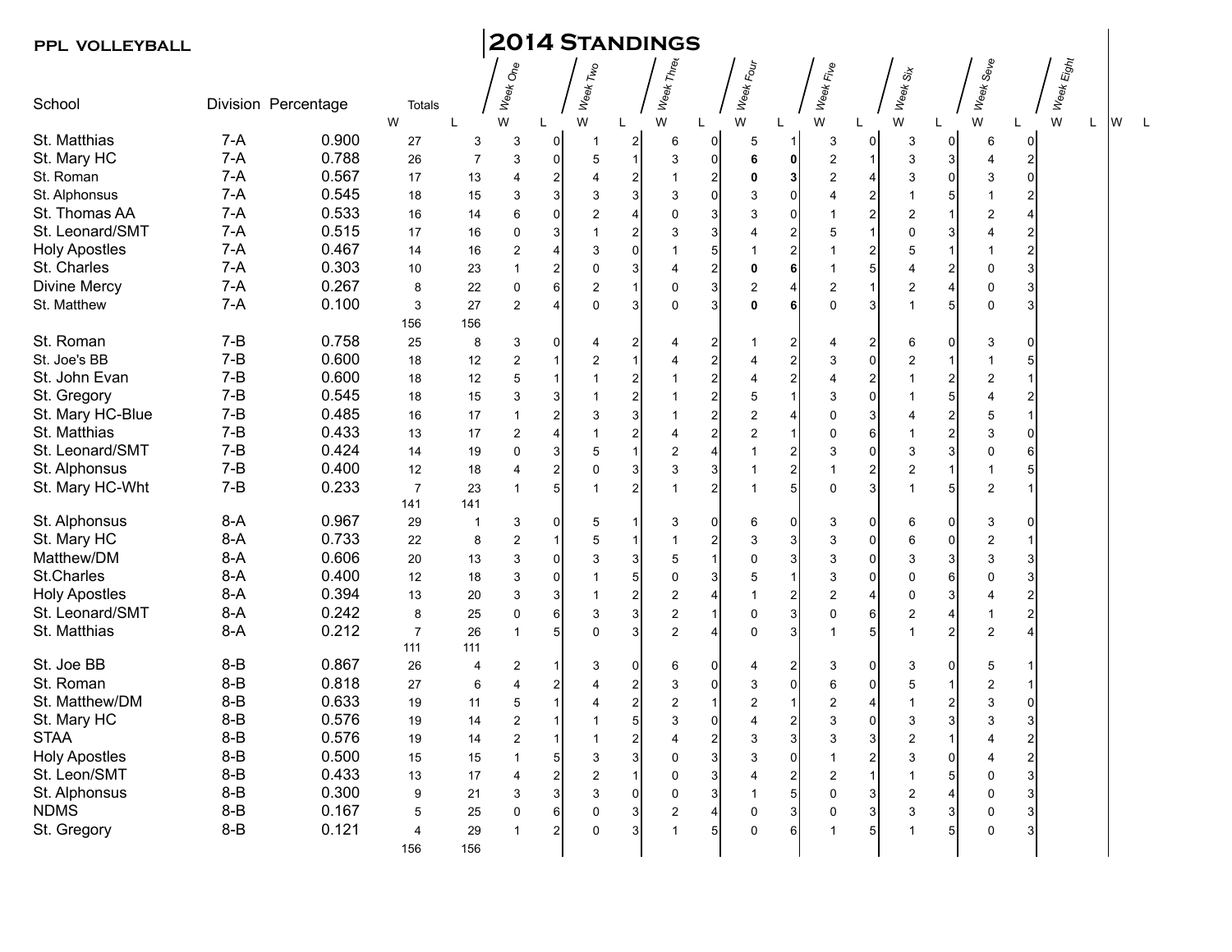PPL VOLLEYBALL

# 2014 Standings

| School | Division | Percentage | Totals W | Totals L | Week One W | Week One L | Week Two W | Week Two L | Week Three W | Week Three L | Week Four W | Week Four L | Week Five W | Week Five L | Week Six W | Week Six L | Week Seven W | Week Seven L | Week Eight W | Week Eight L | W | L |
|---|---|---|---|---|---|---|---|---|---|---|---|---|---|---|---|---|---|---|---|---|---|---|
| St. Matthias | 7-A | 0.900 | 27 | 3 | 3 | 0 | 1 | 2 | 6 | 0 | 5 | 1 | 3 | 0 | 3 | 0 | 6 | 0 | | | | |
| St. Mary HC | 7-A | 0.788 | 26 | 7 | 3 | 0 | 5 | 1 | 3 | 0 | **6** | **0** | 2 | 1 | 3 | 3 | 4 | 2 | | | | |
| St. Roman | 7-A | 0.567 | 17 | 13 | 4 | 2 | 4 | 2 | 1 | 2 | **0** | **3** | 2 | 4 | 3 | 0 | 3 | 0 | | | | |
| St. Alphonsus | 7-A | 0.545 | 18 | 15 | 3 | 3 | 3 | 3 | 3 | 0 | 3 | 0 | 4 | 2 | 1 | 5 | 1 | 2 | | | | |
| St. Thomas AA | 7-A | 0.533 | 16 | 14 | 6 | 0 | 2 | 4 | 0 | 3 | 3 | 0 | 1 | 2 | 2 | 1 | 2 | 4 | | | | |
| St. Leonard/SMT | 7-A | 0.515 | 17 | 16 | 0 | 3 | 1 | 2 | 3 | 3 | 4 | 2 | 5 | 1 | 0 | 3 | 4 | 2 | | | | |
| Holy Apostles | 7-A | 0.467 | 14 | 16 | 2 | 4 | 3 | 0 | 1 | 5 | 1 | 2 | 1 | 2 | 5 | 1 | 1 | 2 | | | | |
| St. Charles | 7-A | 0.303 | 10 | 23 | 1 | 2 | 0 | 3 | 4 | 2 | **0** | **6** | 1 | 5 | 4 | 2 | 0 | 3 | | | | |
| Divine Mercy | 7-A | 0.267 | 8 | 22 | 0 | 6 | 2 | 1 | 0 | 3 | 2 | 4 | 2 | 1 | 2 | 4 | 0 | 3 | | | | |
| St. Matthew | 7-A | 0.100 | 3 | 27 | 2 | 4 | 0 | 3 | 0 | 3 | **0** | **6** | 0 | 3 | 1 | 5 | 0 | 3 | | | | |
| | | | 156 | 156 | | | | | | | | | | | | | | | | | | |
| St. Roman | 7-B | 0.758 | 25 | 8 | 3 | 0 | 4 | 2 | 4 | 2 | 1 | 2 | 4 | 2 | 6 | 0 | 3 | 0 | | | | |
| St. Joe's BB | 7-B | 0.600 | 18 | 12 | 2 | 1 | 2 | 1 | 4 | 2 | 4 | 2 | 3 | 0 | 2 | 1 | 1 | 5 | | | | |
| St. John Evan | 7-B | 0.600 | 18 | 12 | 5 | 1 | 1 | 2 | 1 | 2 | 4 | 2 | 4 | 2 | 1 | 2 | 2 | 1 | | | | |
| St. Gregory | 7-B | 0.545 | 18 | 15 | 3 | 3 | 1 | 2 | 1 | 2 | 5 | 1 | 3 | 0 | 1 | 5 | 4 | 2 | | | | |
| St. Mary HC-Blue | 7-B | 0.485 | 16 | 17 | 1 | 2 | 3 | 3 | 1 | 2 | 2 | 4 | 0 | 3 | 4 | 2 | 5 | 1 | | | | |
| St. Matthias | 7-B | 0.433 | 13 | 17 | 2 | 4 | 1 | 2 | 4 | 2 | 2 | 1 | 0 | 6 | 1 | 2 | 3 | 0 | | | | |
| St. Leonard/SMT | 7-B | 0.424 | 14 | 19 | 0 | 3 | 5 | 1 | 2 | 4 | 1 | 2 | 3 | 0 | 3 | 3 | 0 | 6 | | | | |
| St. Alphonsus | 7-B | 0.400 | 12 | 18 | 4 | 2 | 0 | 3 | 3 | 3 | 1 | 2 | 1 | 2 | 2 | 1 | 1 | 5 | | | | |
| St. Mary HC-Wht | 7-B | 0.233 | 7 | 23 | 1 | 5 | 1 | 2 | 1 | 2 | 1 | 5 | 0 | 3 | 1 | 5 | 2 | 1 | | | | |
| | | | 141 | 141 | | | | | | | | | | | | | | | | | | |
| St. Alphonsus | 8-A | 0.967 | 29 | 1 | 3 | 0 | 5 | 1 | 3 | 0 | 6 | 0 | 3 | 0 | 6 | 0 | 3 | 0 | | | | |
| St. Mary HC | 8-A | 0.733 | 22 | 8 | 2 | 1 | 5 | 1 | 1 | 2 | 3 | 3 | 3 | 0 | 6 | 0 | 2 | 1 | | | | |
| Matthew/DM | 8-A | 0.606 | 20 | 13 | 3 | 0 | 3 | 3 | 5 | 1 | 0 | 3 | 3 | 0 | 3 | 3 | 3 | 3 | | | | |
| St.Charles | 8-A | 0.400 | 12 | 18 | 3 | 0 | 1 | 5 | 0 | 3 | 5 | 1 | 3 | 0 | 0 | 6 | 0 | 3 | | | | |
| Holy Apostles | 8-A | 0.394 | 13 | 20 | 3 | 3 | 1 | 2 | 2 | 4 | 1 | 2 | 2 | 4 | 0 | 3 | 4 | 2 | | | | |
| St. Leonard/SMT | 8-A | 0.242 | 8 | 25 | 0 | 6 | 3 | 3 | 2 | 1 | 0 | 3 | 0 | 6 | 2 | 4 | 1 | 2 | | | | |
| St. Matthias | 8-A | 0.212 | 7 | 26 | 1 | 5 | 0 | 3 | 2 | 4 | 0 | 3 | 1 | 5 | 1 | 2 | 2 | 4 | | | | |
| | | | 111 | 111 | | | | | | | | | | | | | | | | | | |
| St. Joe BB | 8-B | 0.867 | 26 | 4 | 2 | 1 | 3 | 0 | 6 | 0 | 4 | 2 | 3 | 0 | 3 | 0 | 5 | 1 | | | | |
| St. Roman | 8-B | 0.818 | 27 | 6 | 4 | 2 | 4 | 2 | 3 | 0 | 3 | 0 | 6 | 0 | 5 | 1 | 2 | 1 | | | | |
| St. Matthew/DM | 8-B | 0.633 | 19 | 11 | 5 | 1 | 4 | 2 | 2 | 1 | 2 | 1 | 2 | 4 | 1 | 2 | 3 | 0 | | | | |
| St. Mary HC | 8-B | 0.576 | 19 | 14 | 2 | 1 | 1 | 5 | 3 | 0 | 4 | 2 | 3 | 0 | 3 | 3 | 3 | 3 | | | | |
| STAA | 8-B | 0.576 | 19 | 14 | 2 | 1 | 1 | 2 | 4 | 2 | 3 | 3 | 3 | 3 | 2 | 1 | 4 | 2 | | | | |
| Holy Apostles | 8-B | 0.500 | 15 | 15 | 1 | 5 | 3 | 3 | 0 | 3 | 3 | 0 | 1 | 2 | 3 | 0 | 4 | 2 | | | | |
| St. Leon/SMT | 8-B | 0.433 | 13 | 17 | 4 | 2 | 2 | 1 | 0 | 3 | 4 | 2 | 2 | 1 | 1 | 5 | 0 | 3 | | | | |
| St. Alphonsus | 8-B | 0.300 | 9 | 21 | 3 | 3 | 3 | 0 | 0 | 3 | 1 | 5 | 0 | 3 | 2 | 4 | 0 | 3 | | | | |
| NDMS | 8-B | 0.167 | 5 | 25 | 0 | 6 | 0 | 3 | 2 | 4 | 0 | 3 | 0 | 3 | 3 | 3 | 0 | 3 | | | | |
| St. Gregory | 8-B | 0.121 | 4 | 29 | 1 | 2 | 0 | 3 | 1 | 5 | 0 | 6 | 1 | 5 | 1 | 5 | 0 | 3 | | | | |
| | | | 156 | 156 | | | | | | | | | | | | | | | | | | |